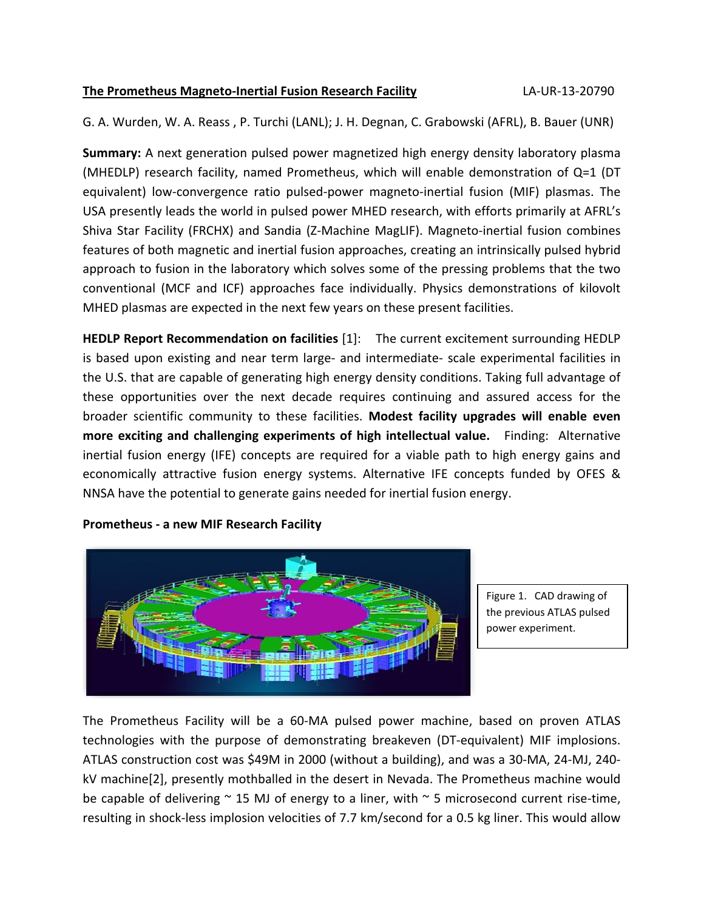**The Prometheus Magneto-Inertial Fusion Research Facility** LA-UR-13-20790

G. A. Wurden, W. A. Reass , P. Turchi (LANL); J. H. Degnan, C. Grabowski (AFRL), B. Bauer (UNR)

**Summary:** A next generation pulsed power magnetized high energy density laboratory plasma (MHEDLP) research facility, named Prometheus, which will enable demonstration of Q=1 (DT equivalent) low-convergence ratio pulsed-power magneto-inertial fusion (MIF) plasmas. The USA presently leads the world in pulsed power MHED research, with efforts primarily at AFRL's Shiva Star Facility (FRCHX) and Sandia (Z-Machine MagLIF). Magneto-inertial fusion combines features of both magnetic and inertial fusion approaches, creating an intrinsically pulsed hybrid approach to fusion in the laboratory which solves some of the pressing problems that the two conventional (MCF and ICF) approaches face individually. Physics demonstrations of kilovolt MHED plasmas are expected in the next few years on these present facilities.

**HEDLP Report Recommendation on facilities** [1]: The current excitement surrounding HEDLP is based upon existing and near term large- and intermediate- scale experimental facilities in the U.S. that are capable of generating high energy density conditions. Taking full advantage of these opportunities over the next decade requires continuing and assured access for the broader scientific community to these facilities. **Modest facility upgrades will enable even more exciting and challenging experiments of high intellectual value.** Finding: Alternative inertial fusion energy (IFE) concepts are required for a viable path to high energy gains and economically attractive fusion energy systems. Alternative IFE concepts funded by OFES & NNSA have the potential to generate gains needed for inertial fusion energy.

**Prometheus - a new MIF Research Facility**

Figure 1. CAD drawing of the previous ATLAS pulsed power experiment.

The Prometheus Facility will be a 60-MA pulsed power machine, based on proven ATLAS technologies with the purpose of demonstrating breakeven (DT-equivalent) MIF implosions. ATLAS construction cost was $49M in 2000 (without a building), and was a 30-MA, 24-MJ, 240-kV machine[2], presently mothballed in the desert in Nevada. The Prometheus machine would be capable of delivering ~ 15 MJ of energy to a liner, with ~ 5 microsecond current rise-time, resulting in shock-less implosion velocities of 7.7 km/second for a 0.5 kg liner. This would allow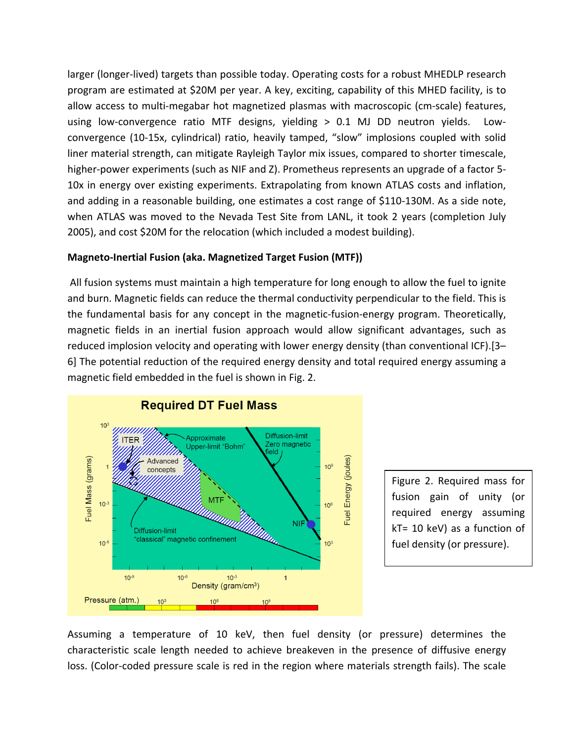larger (longer-lived) targets than possible today. Operating costs for a robust MHEDLP research program are estimated at $20M per year. A key, exciting, capability of this MHED facility, is to allow access to multi-megabar hot magnetized plasmas with macroscopic (cm-scale) features, using low-convergence ratio MTF designs, yielding > 0.1 MJ DD neutron yields. Low-convergence (10-15x, cylindrical) ratio, heavily tamped, “slow” implosions coupled with solid liner material strength, can mitigate Rayleigh Taylor mix issues, compared to shorter timescale, higher-power experiments (such as NIF and Z). Prometheus represents an upgrade of a factor 5-10x in energy over existing experiments. Extrapolating from known ATLAS costs and inflation, and adding in a reasonable building, one estimates a cost range of $110-130M. As a side note, when ATLAS was moved to the Nevada Test Site from LANL, it took 2 years (completion July 2005), and cost $20M for the relocation (which included a modest building).

**Magneto-Inertial Fusion (aka. Magnetized Target Fusion (MTF))**

All fusion systems must maintain a high temperature for long enough to allow the fuel to ignite and burn. Magnetic fields can reduce the thermal conductivity perpendicular to the field. This is the fundamental basis for any concept in the magnetic-fusion-energy program. Theoretically, magnetic fields in an inertial fusion approach would allow significant advantages, such as reduced implosion velocity and operating with lower energy density (than conventional ICF).[3–6] The potential reduction of the required energy density and total required energy assuming a magnetic field embedded in the fuel is shown in Fig. 2.

Figure 2. Required mass for fusion gain of unity (or required energy assuming kT= 10 keV) as a function of fuel density (or pressure).

Assuming a temperature of 10 keV, then fuel density (or pressure) determines the characteristic scale length needed to achieve breakeven in the presence of diffusive energy loss. (Color-coded pressure scale is red in the region where materials strength fails). The scale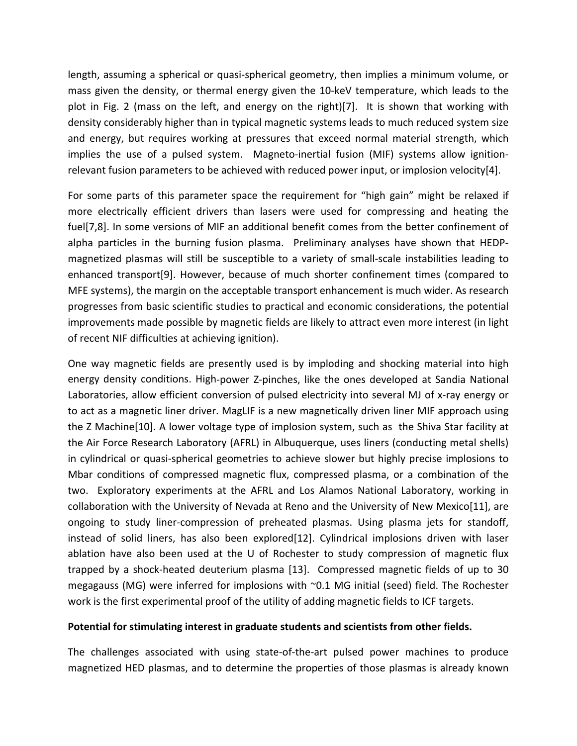length, assuming a spherical or quasi-spherical geometry, then implies a minimum volume, or mass given the density, or thermal energy given the 10-keV temperature, which leads to the plot in Fig. 2 (mass on the left, and energy on the right)[7]. It is shown that working with density considerably higher than in typical magnetic systems leads to much reduced system size and energy, but requires working at pressures that exceed normal material strength, which implies the use of a pulsed system. Magneto-inertial fusion (MIF) systems allow ignition-relevant fusion parameters to be achieved with reduced power input, or implosion velocity[4].

For some parts of this parameter space the requirement for "high gain" might be relaxed if more electrically efficient drivers than lasers were used for compressing and heating the fuel[7,8]. In some versions of MIF an additional benefit comes from the better confinement of alpha particles in the burning fusion plasma. Preliminary analyses have shown that HEDP-magnetized plasmas will still be susceptible to a variety of small-scale instabilities leading to enhanced transport[9]. However, because of much shorter confinement times (compared to MFE systems), the margin on the acceptable transport enhancement is much wider. As research progresses from basic scientific studies to practical and economic considerations, the potential improvements made possible by magnetic fields are likely to attract even more interest (in light of recent NIF difficulties at achieving ignition).

One way magnetic fields are presently used is by imploding and shocking material into high energy density conditions. High-power Z-pinches, like the ones developed at Sandia National Laboratories, allow efficient conversion of pulsed electricity into several MJ of x-ray energy or to act as a magnetic liner driver. MagLIF is a new magnetically driven liner MIF approach using the Z Machine[10]. A lower voltage type of implosion system, such as the Shiva Star facility at the Air Force Research Laboratory (AFRL) in Albuquerque, uses liners (conducting metal shells) in cylindrical or quasi-spherical geometries to achieve slower but highly precise implosions to Mbar conditions of compressed magnetic flux, compressed plasma, or a combination of the two. Exploratory experiments at the AFRL and Los Alamos National Laboratory, working in collaboration with the University of Nevada at Reno and the University of New Mexico[11], are ongoing to study liner-compression of preheated plasmas. Using plasma jets for standoff, instead of solid liners, has also been explored[12]. Cylindrical implosions driven with laser ablation have also been used at the U of Rochester to study compression of magnetic flux trapped by a shock-heated deuterium plasma [13]. Compressed magnetic fields of up to 30 megagauss (MG) were inferred for implosions with ~0.1 MG initial (seed) field. The Rochester work is the first experimental proof of the utility of adding magnetic fields to ICF targets.

**Potential for stimulating interest in graduate students and scientists from other fields.**

The challenges associated with using state-of-the-art pulsed power machines to produce magnetized HED plasmas, and to determine the properties of those plasmas is already known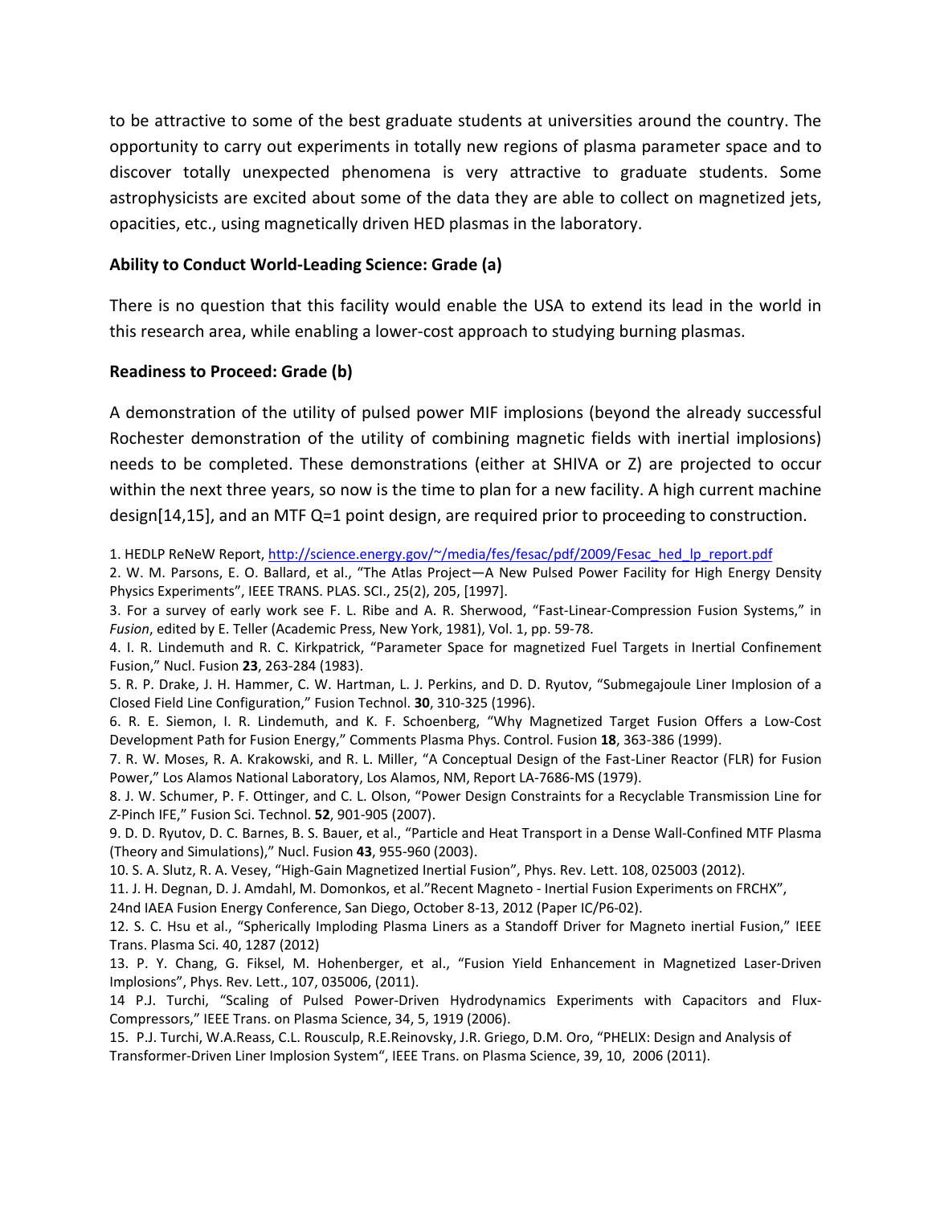to be attractive to some of the best graduate students at universities around the country. The opportunity to carry out experiments in totally new regions of plasma parameter space and to discover totally unexpected phenomena is very attractive to graduate students. Some astrophysicists are excited about some of the data they are able to collect on magnetized jets, opacities, etc., using magnetically driven HED plasmas in the laboratory.

**Ability to Conduct World-Leading Science: Grade (a)**

There is no question that this facility would enable the USA to extend its lead in the world in this research area, while enabling a lower-cost approach to studying burning plasmas.

**Readiness to Proceed: Grade (b)**

A demonstration of the utility of pulsed power MIF implosions (beyond the already successful Rochester demonstration of the utility of combining magnetic fields with inertial implosions) needs to be completed. These demonstrations (either at SHIVA or Z) are projected to occur within the next three years, so now is the time to plan for a new facility. A high current machine design[14,15], and an MTF Q=1 point design, are required prior to proceeding to construction.

1. HEDLP ReNeW Report, http://science.energy.gov/~/media/fes/fesac/pdf/2009/Fesac_hed_lp_report.pdf
2. W. M. Parsons, E. O. Ballard, et al., "The Atlas Project—A New Pulsed Power Facility for High Energy Density Physics Experiments", IEEE TRANS. PLAS. SCI., 25(2), 205, [1997].
3. For a survey of early work see F. L. Ribe and A. R. Sherwood, "Fast-Linear-Compression Fusion Systems," in *Fusion*, edited by E. Teller (Academic Press, New York, 1981), Vol. 1, pp. 59-78.
4. I. R. Lindemuth and R. C. Kirkpatrick, "Parameter Space for magnetized Fuel Targets in Inertial Confinement Fusion," Nucl. Fusion **23**, 263-284 (1983).
5. R. P. Drake, J. H. Hammer, C. W. Hartman, L. J. Perkins, and D. D. Ryutov, "Submegajoule Liner Implosion of a Closed Field Line Configuration," Fusion Technol. **30**, 310-325 (1996).
6. R. E. Siemon, I. R. Lindemuth, and K. F. Schoenberg, "Why Magnetized Target Fusion Offers a Low-Cost Development Path for Fusion Energy," Comments Plasma Phys. Control. Fusion **18**, 363-386 (1999).
7. R. W. Moses, R. A. Krakowski, and R. L. Miller, "A Conceptual Design of the Fast-Liner Reactor (FLR) for Fusion Power," Los Alamos National Laboratory, Los Alamos, NM, Report LA-7686-MS (1979).
8. J. W. Schumer, P. F. Ottinger, and C. L. Olson, "Power Design Constraints for a Recyclable Transmission Line for *Z*-Pinch IFE," Fusion Sci. Technol. **52**, 901-905 (2007).
9. D. D. Ryutov, D. C. Barnes, B. S. Bauer, et al., "Particle and Heat Transport in a Dense Wall-Confined MTF Plasma (Theory and Simulations)," Nucl. Fusion **43**, 955-960 (2003).
10. S. A. Slutz, R. A. Vesey, "High-Gain Magnetized Inertial Fusion", Phys. Rev. Lett. 108, 025003 (2012).
11. J. H. Degnan, D. J. Amdahl, M. Domonkos, et al."Recent Magneto - Inertial Fusion Experiments on FRCHX", 24nd IAEA Fusion Energy Conference, San Diego, October 8-13, 2012 (Paper IC/P6-02).
12. S. C. Hsu et al., "Spherically Imploding Plasma Liners as a Standoff Driver for Magneto inertial Fusion," IEEE Trans. Plasma Sci. 40, 1287 (2012)
13. P. Y. Chang, G. Fiksel, M. Hohenberger, et al., "Fusion Yield Enhancement in Magnetized Laser-Driven Implosions", Phys. Rev. Lett., 107, 035006, (2011).
14. P.J. Turchi, "Scaling of Pulsed Power-Driven Hydrodynamics Experiments with Capacitors and Flux-Compressors," IEEE Trans. on Plasma Science, 34, 5, 1919 (2006).
15. P.J. Turchi, W.A.Reass, C.L. Rousculp, R.E.Reinovsky, J.R. Griego, D.M. Oro, "PHELIX: Design and Analysis of Transformer-Driven Liner Implosion System", IEEE Trans. on Plasma Science, 39, 10, 2006 (2011).